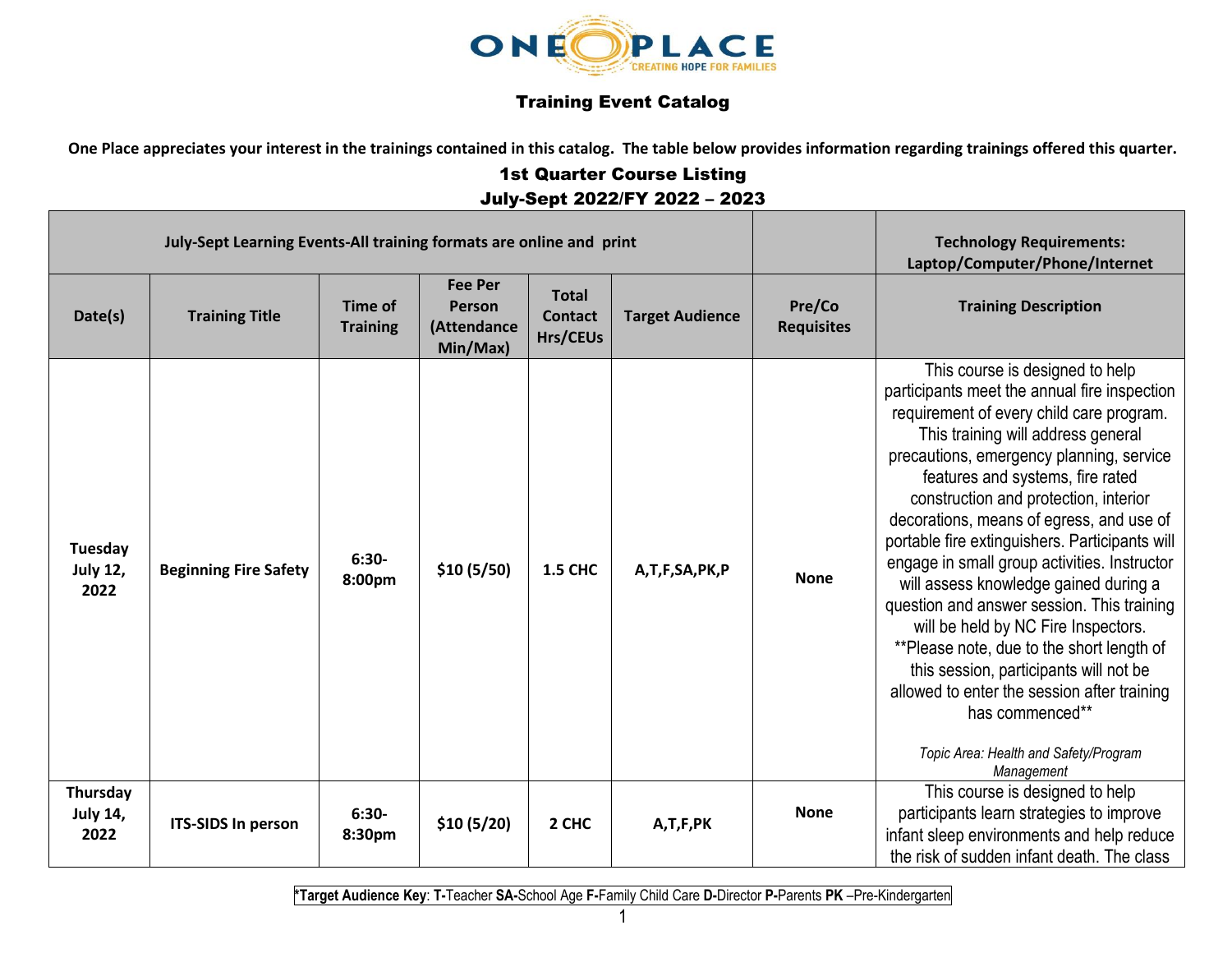ONE PLACE
CREATING HOPE FOR FAMILIES

# Training Event Catalog

**One Place appreciates your interest in the trainings contained in this catalog. The table below provides information regarding trainings offered this quarter.**

## 1st Quarter Course Listing
## July-Sept 2022/FY 2022 – 2023

| July-Sept Learning Events-All training formats are online and print | | | | | | | Technology Requirements: Laptop/Computer/Phone/Internet |
|---|---|---|---|---|---|---|---|
| **Date(s)** | **Training Title** | **Time of Training** | **Fee Per Person (Attendance Min/Max)** | **Total Contact Hrs/CEUs** | **Target Audience** | **Pre/Co Requisites** | **Training Description** |
| **Tuesday July 12, 2022** | **Beginning Fire Safety** | **6:30-8:00pm** | **$10 (5/50)** | **1.5 CHC** | **A,T,F,SA,PK,P** | **None** | This course is designed to help participants meet the annual fire inspection requirement of every child care program. This training will address general precautions, emergency planning, service features and systems, fire rated construction and protection, interior decorations, means of egress, and use of portable fire extinguishers. Participants will engage in small group activities. Instructor will assess knowledge gained during a question and answer session. This training will be held by NC Fire Inspectors. **Please note, due to the short length of this session, participants will not be allowed to enter the session after training has commenced** *Topic Area: Health and Safety/Program Management* |
| **Thursday July 14, 2022** | **ITS-SIDS In person** | **6:30-8:30pm** | **$10 (5/20)** | **2 CHC** | **A,T,F,PK** | **None** | This course is designed to help participants learn strategies to improve infant sleep environments and help reduce the risk of sudden infant death. The class |

*Target Audience Key: **T-**Teacher **SA-**School Age **F-**Family Child Care **D-**Director **P-**Parents **PK** –Pre-Kindergarten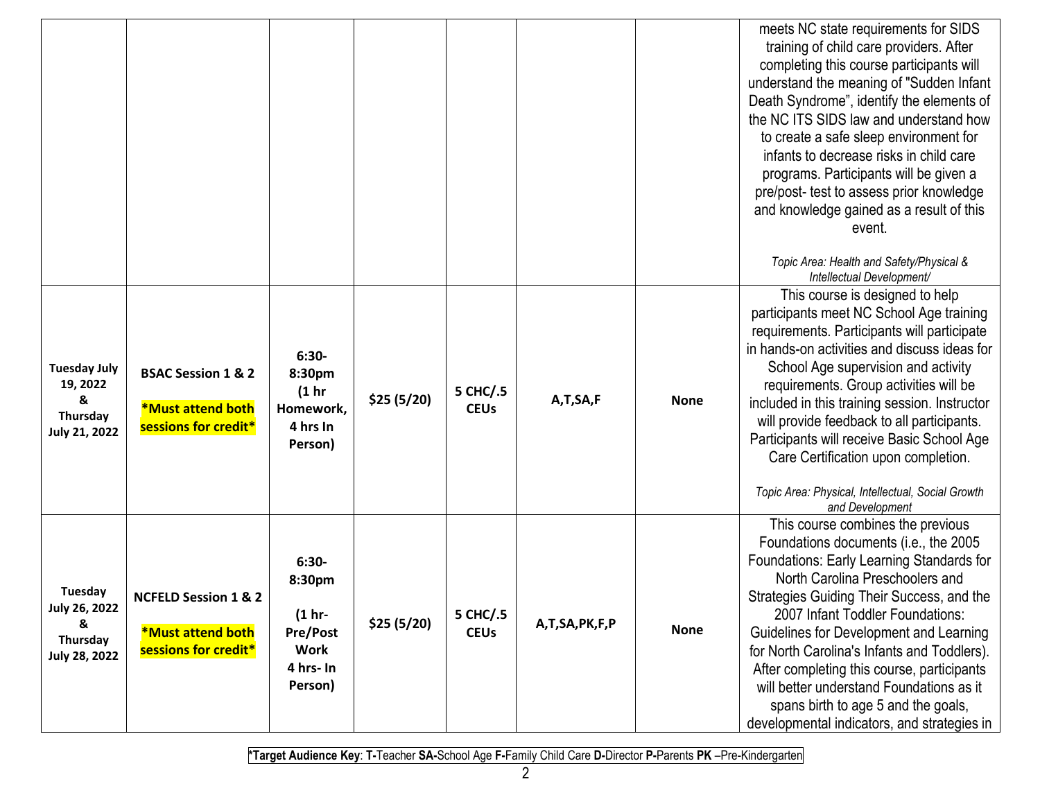| | | | | | | | |
|---|---|---|---|---|---|---|---|
| | | | | | | | meets NC state requirements for SIDS training of child care providers. After completing this course participants will understand the meaning of "Sudden Infant Death Syndrome", identify the elements of the NC ITS SIDS law and understand how to create a safe sleep environment for infants to decrease risks in child care programs. Participants will be given a pre/post- test to assess prior knowledge and knowledge gained as a result of this event. *Topic Area: Health and Safety/Physical & Intellectual Development/* |
| **Tuesday July 19, 2022 & Thursday July 21, 2022** | **BSAC Session 1 & 2** **\*Must attend both sessions for credit\*** | **6:30-8:30pm (1 hr Homework, 4 hrs In Person)** | **$25 (5/20)** | **5 CHC/.5 CEUs** | **A,T,SA,F** | **None** | This course is designed to help participants meet NC School Age training requirements. Participants will participate in hands-on activities and discuss ideas for School Age supervision and activity requirements. Group activities will be included in this training session. Instructor will provide feedback to all participants. Participants will receive Basic School Age Care Certification upon completion. *Topic Area: Physical, Intellectual, Social Growth and Development* |
| **Tuesday July 26, 2022 & Thursday July 28, 2022** | **NCFELD Session 1 & 2** **\*Must attend both sessions for credit\*** | **6:30-8:30pm (1 hr- Pre/Post Work 4 hrs- In Person)** | **$25 (5/20)** | **5 CHC/.5 CEUs** | **A,T,SA,PK,F,P** | **None** | This course combines the previous Foundations documents (i.e., the 2005 Foundations: Early Learning Standards for North Carolina Preschoolers and Strategies Guiding Their Success, and the 2007 Infant Toddler Foundations: Guidelines for Development and Learning for North Carolina's Infants and Toddlers). After completing this course, participants will better understand Foundations as it spans birth to age 5 and the goals, developmental indicators, and strategies in |

**\*Target Audience Key**: **T-**Teacher **SA-**School Age **F-**Family Child Care **D-**Director **P-**Parents **PK** –Pre-Kindergarten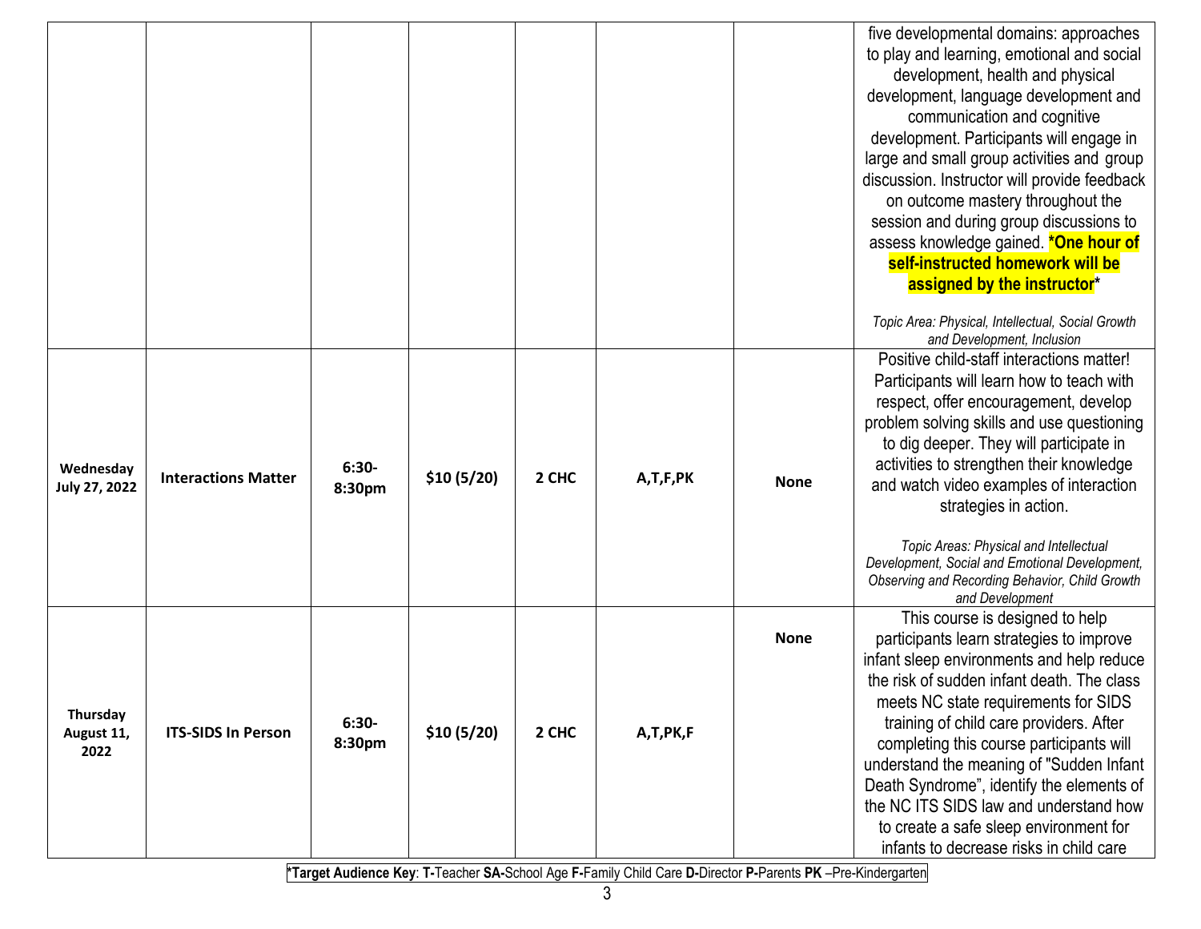| | | | | | | | |
|---|---|---|---|---|---|---|---|
| | | | | | | | five developmental domains: approaches to play and learning, emotional and social development, health and physical development, language development and communication and cognitive development. Participants will engage in large and small group activities and group discussion. Instructor will provide feedback on outcome mastery throughout the session and during group discussions to assess knowledge gained. **\*One hour of self-instructed homework will be assigned by the instructor\*** <br><br> *Topic Area: Physical, Intellectual, Social Growth and Development, Inclusion* |
| **Wednesday July 27, 2022** | **Interactions Matter** | **6:30-8:30pm** | **$10 (5/20)** | **2 CHC** | **A,T,F,PK** | **None** | Positive child-staff interactions matter! Participants will learn how to teach with respect, offer encouragement, develop problem solving skills and use questioning to dig deeper. They will participate in activities to strengthen their knowledge and watch video examples of interaction strategies in action. <br><br> *Topic Areas: Physical and Intellectual Development, Social and Emotional Development, Observing and Recording Behavior, Child Growth and Development* |
| **Thursday August 11, 2022** | **ITS-SIDS In Person** | **6:30-8:30pm** | **$10 (5/20)** | **2 CHC** | **A,T,PK,F** | **None** | This course is designed to help participants learn strategies to improve infant sleep environments and help reduce the risk of sudden infant death. The class meets NC state requirements for SIDS training of child care providers. After completing this course participants will understand the meaning of "Sudden Infant Death Syndrome", identify the elements of the NC ITS SIDS law and understand how to create a safe sleep environment for infants to decrease risks in child care |

**\*Target Audience Key**: **T-**Teacher **SA-**School Age **F-**Family Child Care **D-**Director **P-**Parents **PK** –Pre-Kindergarten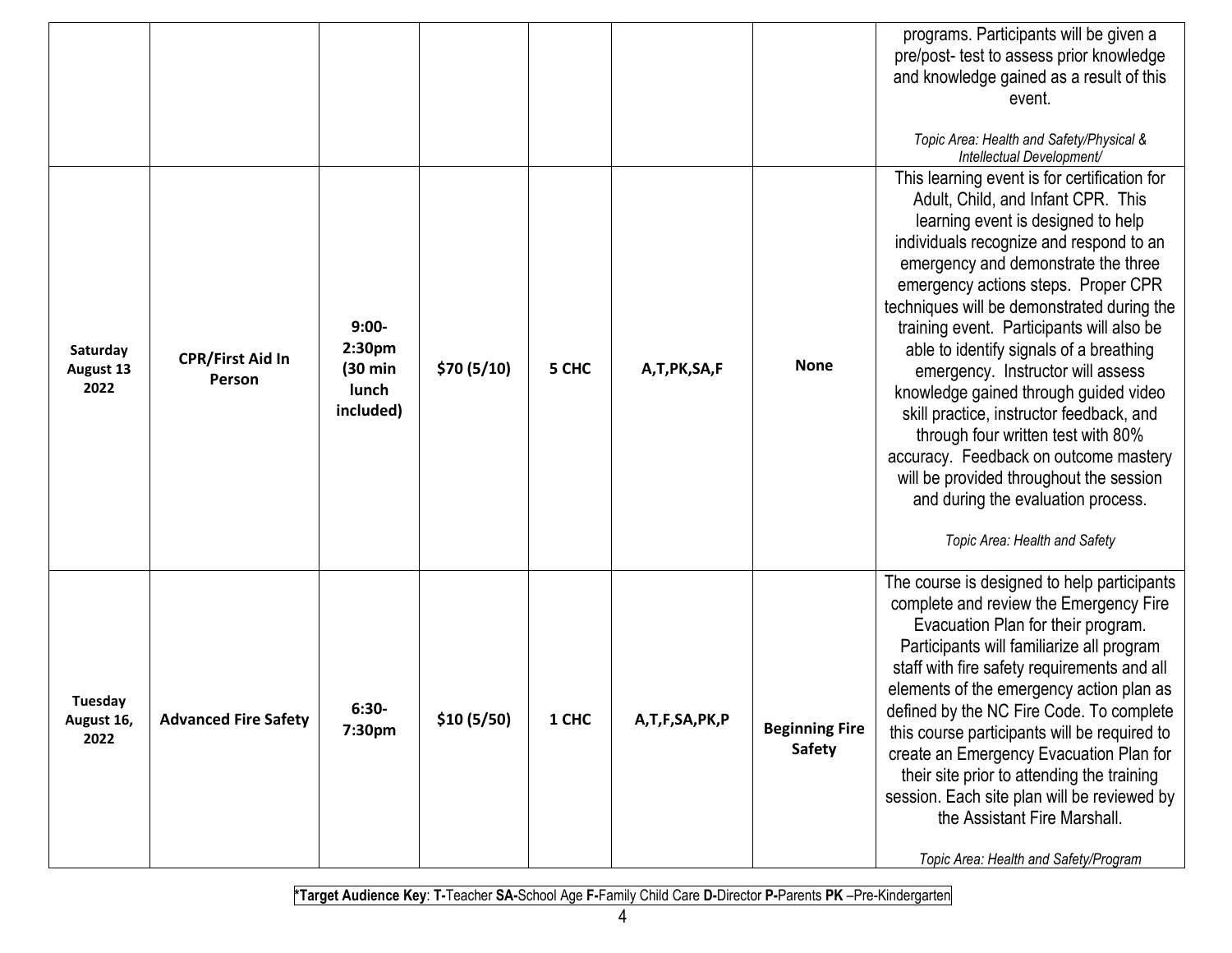| | | | | | | | |
|---|---|---|---|---|---|---|---|
| | | | | | | | programs. Participants will be given a pre/post- test to assess prior knowledge and knowledge gained as a result of this event.<br><br>*Topic Area: Health and Safety/Physical & Intellectual Development/* |
| **Saturday August 13 2022** | **CPR/First Aid In Person** | **9:00-2:30pm (30 min lunch included)** | **$70 (5/10)** | **5 CHC** | **A,T,PK,SA,F** | **None** | This learning event is for certification for Adult, Child, and Infant CPR. This learning event is designed to help individuals recognize and respond to an emergency and demonstrate the three emergency actions steps. Proper CPR techniques will be demonstrated during the training event. Participants will also be able to identify signals of a breathing emergency. Instructor will assess knowledge gained through guided video skill practice, instructor feedback, and through four written test with 80% accuracy. Feedback on outcome mastery will be provided throughout the session and during the evaluation process.<br><br>*Topic Area: Health and Safety* |
| **Tuesday August 16, 2022** | **Advanced Fire Safety** | **6:30-7:30pm** | **$10 (5/50)** | **1 CHC** | **A,T,F,SA,PK,P** | **Beginning Fire Safety** | The course is designed to help participants complete and review the Emergency Fire Evacuation Plan for their program. Participants will familiarize all program staff with fire safety requirements and all elements of the emergency action plan as defined by the NC Fire Code. To complete this course participants will be required to create an Emergency Evacuation Plan for their site prior to attending the training session. Each site plan will be reviewed by the Assistant Fire Marshall.<br><br>*Topic Area: Health and Safety/Program* |

***Target Audience Key**: **T-**Teacher **SA-**School Age **F-**Family Child Care **D-**Director **P-**Parents **PK** –Pre-Kindergarten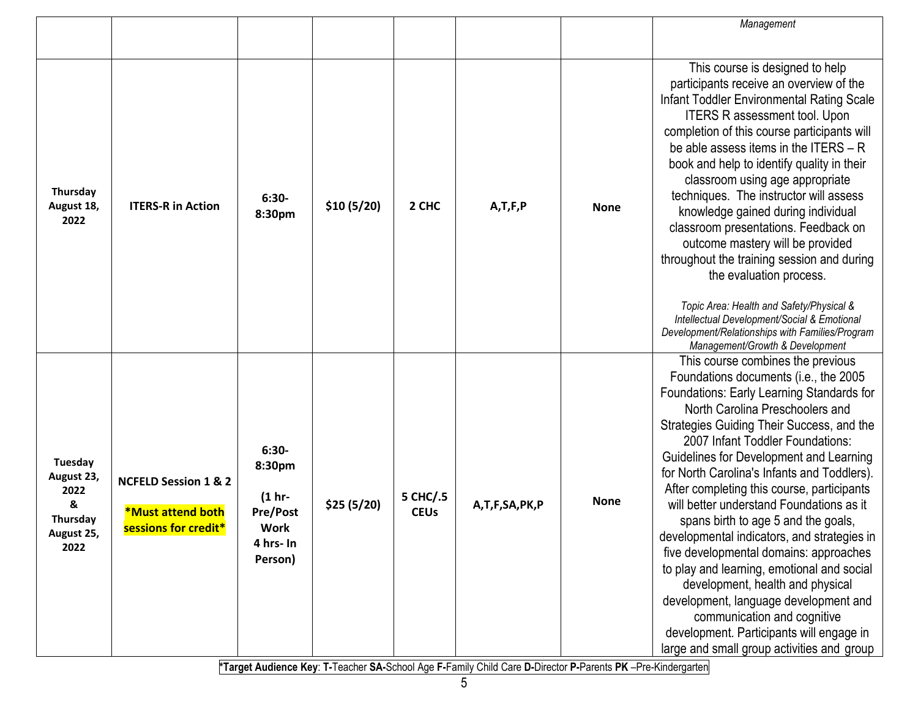| | | | | | | | |
|---|---|---|---|---|---|---|---|
| | | | | | | | *Management* |
| **Thursday August 18, 2022** | **ITERS-R in Action** | **6:30-8:30pm** | **$10 (5/20)** | **2 CHC** | **A,T,F,P** | **None** | This course is designed to help participants receive an overview of the Infant Toddler Environmental Rating Scale ITERS R assessment tool. Upon completion of this course participants will be able assess items in the ITERS – R book and help to identify quality in their classroom using age appropriate techniques. The instructor will assess knowledge gained during individual classroom presentations. Feedback on outcome mastery will be provided throughout the training session and during the evaluation process. *Topic Area: Health and Safety/Physical & Intellectual Development/Social & Emotional Development/Relationships with Families/Program Management/Growth & Development* |
| **Tuesday August 23, 2022 & Thursday August 25, 2022** | **NCFELD Session 1 & 2** **\*Must attend both sessions for credit\*** | **6:30-8:30pm (1 hr-Pre/Post Work 4 hrs- In Person)** | **$25 (5/20)** | **5 CHC/.5 CEUs** | **A,T,F,SA,PK,P** | **None** | This course combines the previous Foundations documents (i.e., the 2005 Foundations: Early Learning Standards for North Carolina Preschoolers and Strategies Guiding Their Success, and the 2007 Infant Toddler Foundations: Guidelines for Development and Learning for North Carolina's Infants and Toddlers). After completing this course, participants will better understand Foundations as it spans birth to age 5 and the goals, developmental indicators, and strategies in five developmental domains: approaches to play and learning, emotional and social development, health and physical development, language development and communication and cognitive development. Participants will engage in large and small group activities and group |

\***Target Audience Key**: **T-**Teacher **SA-**School Age **F-**Family Child Care **D-**Director **P-**Parents **PK** –Pre-Kindergarten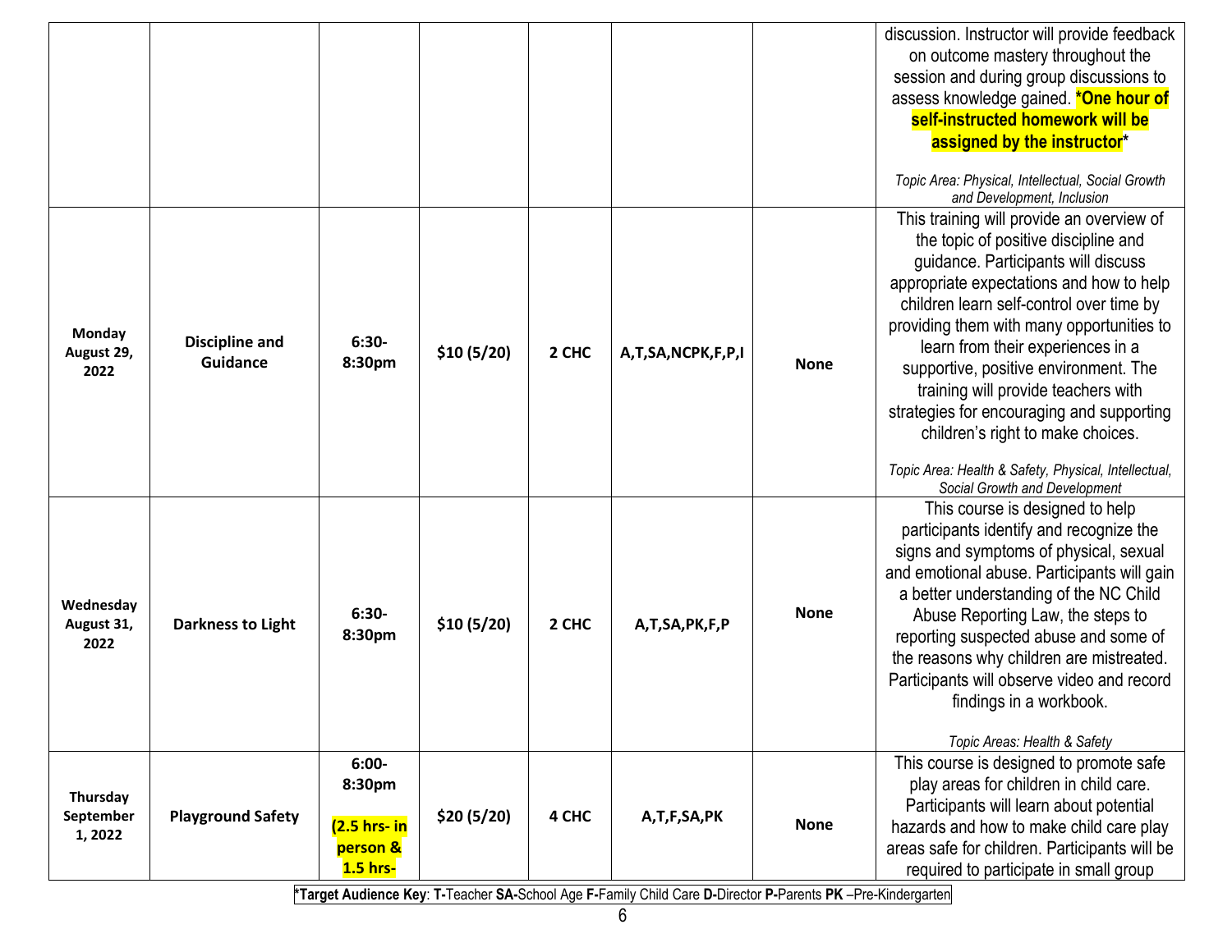| | | | | | | | |
|---|---|---|---|---|---|---|---|
| | | | | | | | discussion. Instructor will provide feedback on outcome mastery throughout the session and during group discussions to assess knowledge gained. ***One hour of self-instructed homework will be assigned by the instructor***<br><br>*Topic Area: Physical, Intellectual, Social Growth and Development, Inclusion* |
| **Monday August 29, 2022** | **Discipline and Guidance** | **6:30-8:30pm** | **$10 (5/20)** | **2 CHC** | **A,T,SA,NCPK,F,P,I** | **None** | This training will provide an overview of the topic of positive discipline and guidance. Participants will discuss appropriate expectations and how to help children learn self-control over time by providing them with many opportunities to learn from their experiences in a supportive, positive environment. The training will provide teachers with strategies for encouraging and supporting children's right to make choices.<br><br>*Topic Area: Health & Safety, Physical, Intellectual, Social Growth and Development* |
| **Wednesday August 31, 2022** | **Darkness to Light** | **6:30-8:30pm** | **$10 (5/20)** | **2 CHC** | **A,T,SA,PK,F,P** | **None** | This course is designed to help participants identify and recognize the signs and symptoms of physical, sexual and emotional abuse. Participants will gain a better understanding of the NC Child Abuse Reporting Law, the steps to reporting suspected abuse and some of the reasons why children are mistreated. Participants will observe video and record findings in a workbook.<br><br>*Topic Areas: Health & Safety* |
| **Thursday September 1, 2022** | **Playground Safety** | **6:00-8:30pm**<br><br>**(2.5 hrs- in person & 1.5 hrs-** | **$20 (5/20)** | **4 CHC** | **A,T,F,SA,PK** | **None** | This course is designed to promote safe play areas for children in child care. Participants will learn about potential hazards and how to make child care play areas safe for children. Participants will be required to participate in small group |

***Target Audience Key**: **T-**Teacher **SA-**School Age **F-**Family Child Care **D-**Director **P-**Parents **PK** –Pre-Kindergarten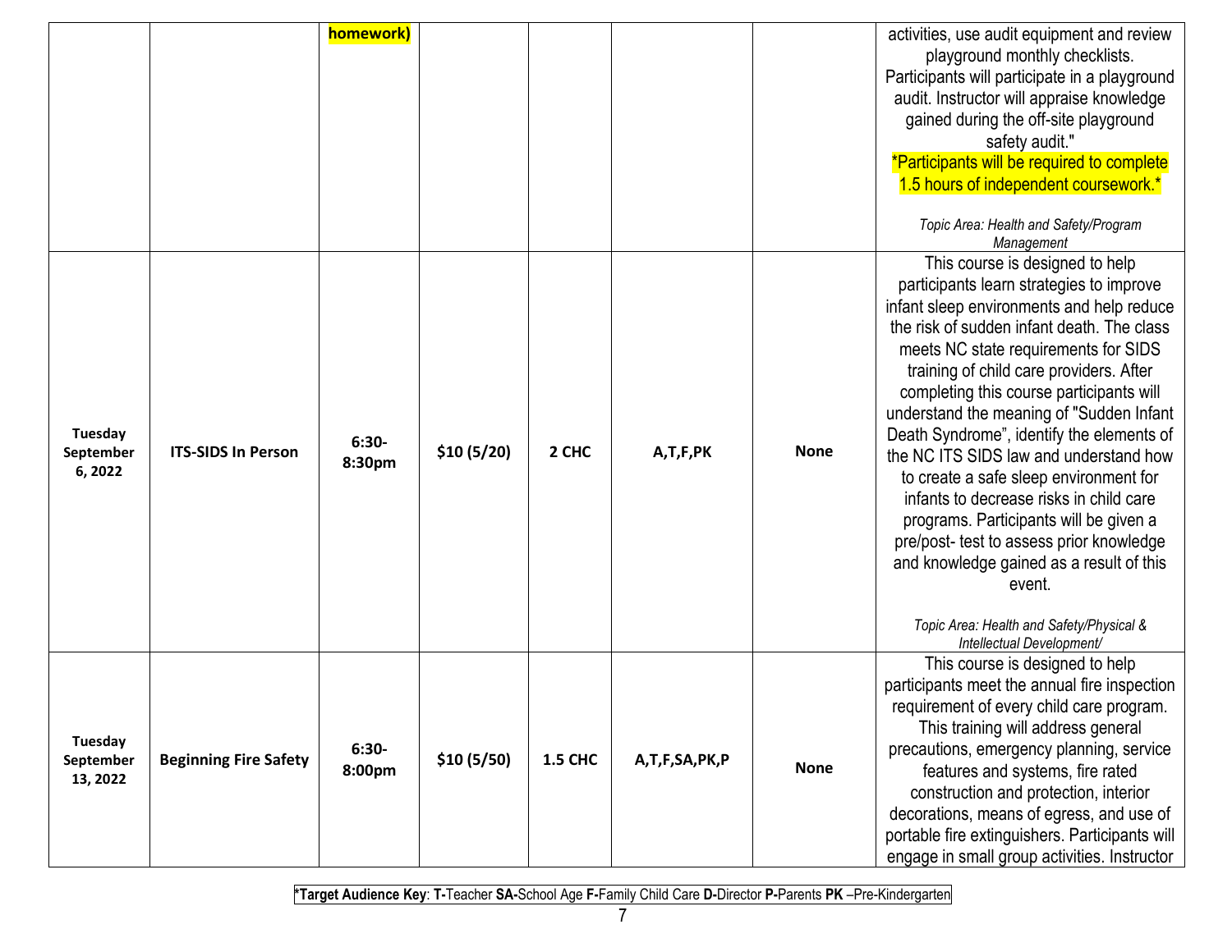| | | | | | | | |
|---|---|---|---|---|---|---|---|
| | | **homework)** | | | | | activities, use audit equipment and review playground monthly checklists. Participants will participate in a playground audit. Instructor will appraise knowledge gained during the off-site playground safety audit." *Participants will be required to complete 1.5 hours of independent coursework.* *Topic Area: Health and Safety/Program Management* |
| **Tuesday September 6, 2022** | **ITS-SIDS In Person** | **6:30-8:30pm** | **$10 (5/20)** | **2 CHC** | **A,T,F,PK** | **None** | This course is designed to help participants learn strategies to improve infant sleep environments and help reduce the risk of sudden infant death. The class meets NC state requirements for SIDS training of child care providers. After completing this course participants will understand the meaning of "Sudden Infant Death Syndrome", identify the elements of the NC ITS SIDS law and understand how to create a safe sleep environment for infants to decrease risks in child care programs. Participants will be given a pre/post- test to assess prior knowledge and knowledge gained as a result of this event. *Topic Area: Health and Safety/Physical & Intellectual Development/* |
| **Tuesday September 13, 2022** | **Beginning Fire Safety** | **6:30-8:00pm** | **$10 (5/50)** | **1.5 CHC** | **A,T,F,SA,PK,P** | **None** | This course is designed to help participants meet the annual fire inspection requirement of every child care program. This training will address general precautions, emergency planning, service features and systems, fire rated construction and protection, interior decorations, means of egress, and use of portable fire extinguishers. Participants will engage in small group activities. Instructor |

***Target Audience Key**: **T-**Teacher **SA-**School Age **F-**Family Child Care **D-**Director **P-**Parents **PK** –Pre-Kindergarten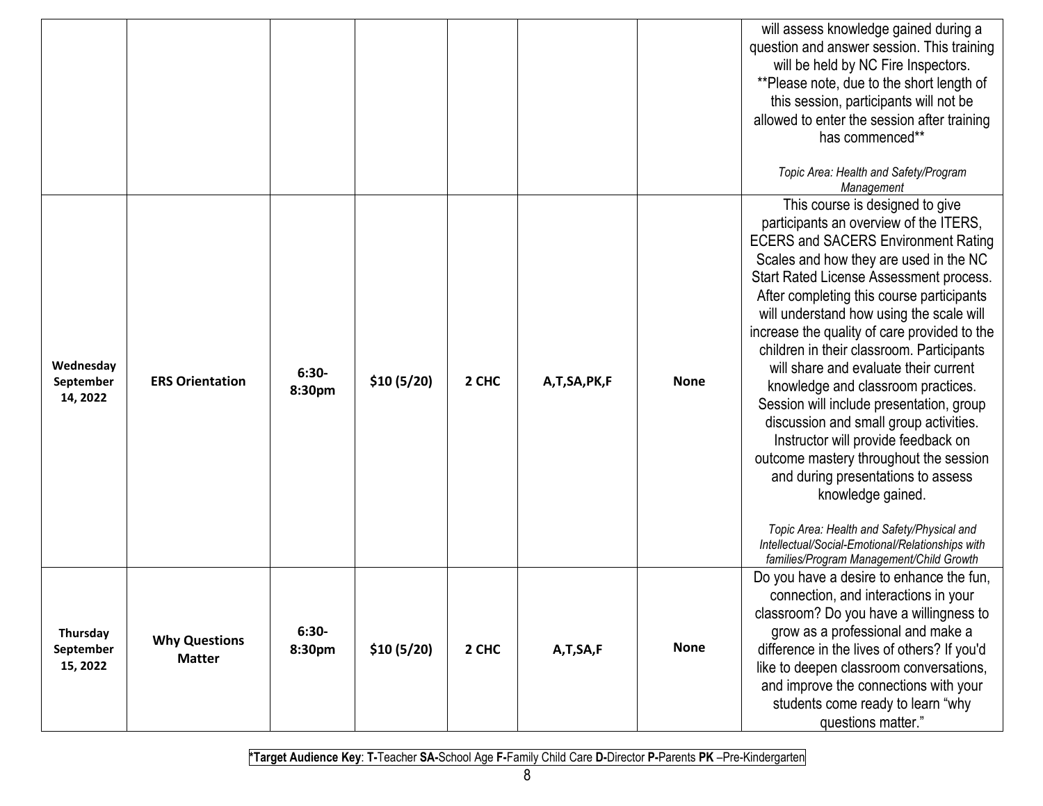| | | | | | | | |
|---|---|---|---|---|---|---|---|
| | | | | | | | will assess knowledge gained during a question and answer session. This training will be held by NC Fire Inspectors. **Please note, due to the short length of this session, participants will not be allowed to enter the session after training has commenced**<br><br>*Topic Area: Health and Safety/Program Management* |
| **Wednesday September 14, 2022** | **ERS Orientation** | **6:30-8:30pm** | **$10 (5/20)** | **2 CHC** | **A,T,SA,PK,F** | **None** | This course is designed to give participants an overview of the ITERS, ECERS and SACERS Environment Rating Scales and how they are used in the NC Start Rated License Assessment process. After completing this course participants will understand how using the scale will increase the quality of care provided to the children in their classroom. Participants will share and evaluate their current knowledge and classroom practices. Session will include presentation, group discussion and small group activities. Instructor will provide feedback on outcome mastery throughout the session and during presentations to assess knowledge gained.<br><br>*Topic Area: Health and Safety/Physical and Intellectual/Social-Emotional/Relationships with families/Program Management/Child Growth* |
| **Thursday September 15, 2022** | **Why Questions Matter** | **6:30-8:30pm** | **$10 (5/20)** | **2 CHC** | **A,T,SA,F** | **None** | Do you have a desire to enhance the fun, connection, and interactions in your classroom? Do you have a willingness to grow as a professional and make a difference in the lives of others? If you'd like to deepen classroom conversations, and improve the connections with your students come ready to learn "why questions matter." |

***Target Audience Key**: **T-**Teacher **SA-**School Age **F-**Family Child Care **D-**Director **P-**Parents **PK** –Pre-Kindergarten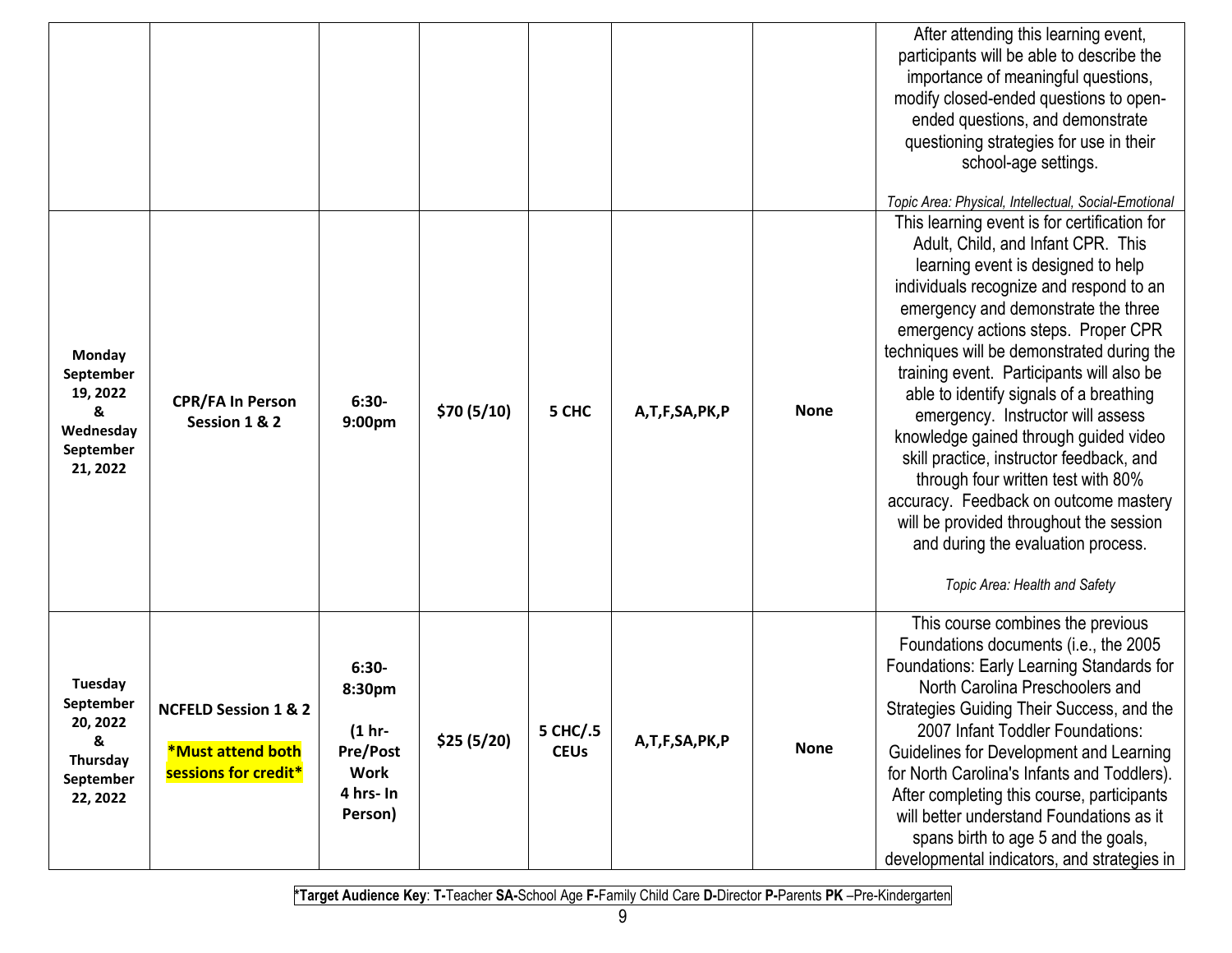| | | | | | | | |
|---|---|---|---|---|---|---|---|
| | | | | | | | After attending this learning event, participants will be able to describe the importance of meaningful questions, modify closed-ended questions to open-ended questions, and demonstrate questioning strategies for use in their school-age settings. *Topic Area: Physical, Intellectual, Social-Emotional* |
| **Monday September 19, 2022 & Wednesday September 21, 2022** | **CPR/FA In Person Session 1 & 2** | **6:30-9:00pm** | **$70 (5/10)** | **5 CHC** | **A,T,F,SA,PK,P** | **None** | This learning event is for certification for Adult, Child, and Infant CPR. This learning event is designed to help individuals recognize and respond to an emergency and demonstrate the three emergency actions steps. Proper CPR techniques will be demonstrated during the training event. Participants will also be able to identify signals of a breathing emergency. Instructor will assess knowledge gained through guided video skill practice, instructor feedback, and through four written test with 80% accuracy. Feedback on outcome mastery will be provided throughout the session and during the evaluation process. *Topic Area: Health and Safety* |
| **Tuesday September 20, 2022 & Thursday September 22, 2022** | **NCFELD Session 1 & 2** **\*Must attend both sessions for credit\*** | **6:30-8:30pm (1 hr-Pre/Post Work 4 hrs- In Person)** | **$25 (5/20)** | **5 CHC/.5 CEUs** | **A,T,F,SA,PK,P** | **None** | This course combines the previous Foundations documents (i.e., the 2005 Foundations: Early Learning Standards for North Carolina Preschoolers and Strategies Guiding Their Success, and the 2007 Infant Toddler Foundations: Guidelines for Development and Learning for North Carolina's Infants and Toddlers). After completing this course, participants will better understand Foundations as it spans birth to age 5 and the goals, developmental indicators, and strategies in |

\***Target Audience Key**: **T-**Teacher **SA-**School Age **F-**Family Child Care **D-**Director **P-**Parents **PK** –Pre-Kindergarten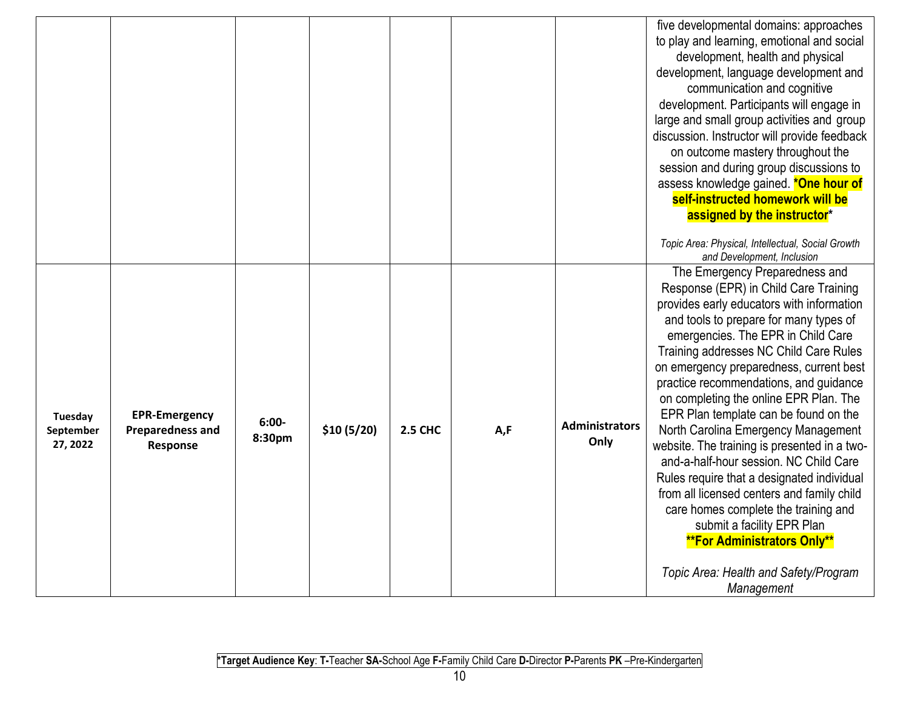| | | | | | | | |
|---|---|---|---|---|---|---|---|
| | | | | | | | five developmental domains: approaches to play and learning, emotional and social development, health and physical development, language development and communication and cognitive development. Participants will engage in large and small group activities and group discussion. Instructor will provide feedback on outcome mastery throughout the session and during group discussions to assess knowledge gained. **\*One hour of self-instructed homework will be assigned by the instructor**\* <br><br> *Topic Area: Physical, Intellectual, Social Growth and Development, Inclusion* |
| **Tuesday September 27, 2022** | **EPR-Emergency Preparedness and Response** | **6:00-8:30pm** | **$10 (5/20)** | **2.5 CHC** | **A,F** | **Administrators Only** | The Emergency Preparedness and Response (EPR) in Child Care Training provides early educators with information and tools to prepare for many types of emergencies. The EPR in Child Care Training addresses NC Child Care Rules on emergency preparedness, current best practice recommendations, and guidance on completing the online EPR Plan. The EPR Plan template can be found on the North Carolina Emergency Management website. The training is presented in a two-and-a-half-hour session. NC Child Care Rules require that a designated individual from all licensed centers and family child care homes complete the training and submit a facility EPR Plan **\*\*For Administrators Only\*\*** <br><br> *Topic Area: Health and Safety/Program Management* |

\***Target Audience Key**: **T-**Teacher **SA-**School Age **F-**Family Child Care **D-**Director **P-**Parents **PK** –Pre-Kindergarten